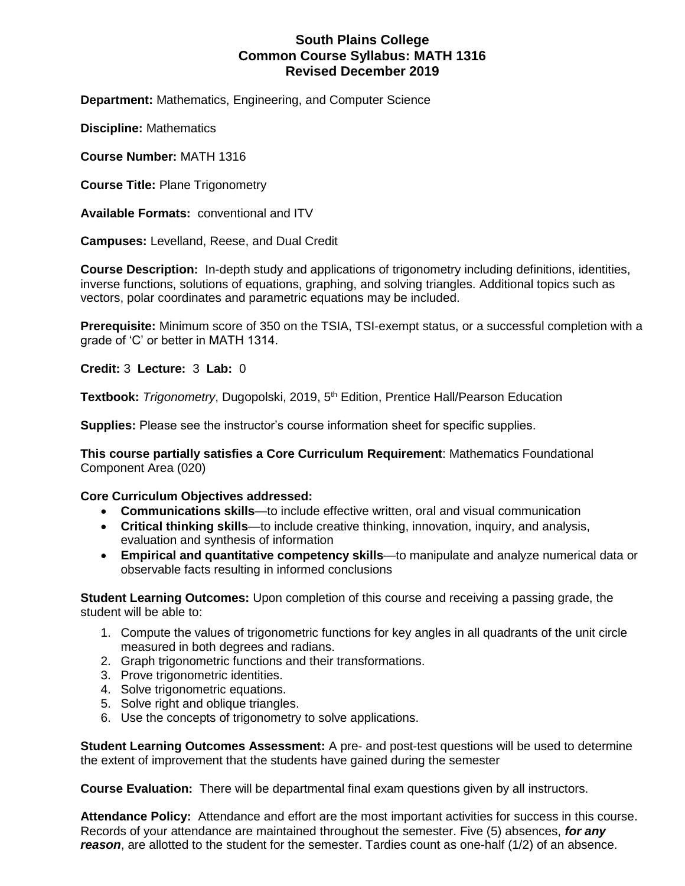# South Plains College
# Common Course Syllabus: MATH 1316
# Revised December 2019

**Department:** Mathematics, Engineering, and Computer Science

**Discipline:** Mathematics

**Course Number:** MATH 1316

**Course Title:** Plane Trigonometry

**Available Formats:** conventional and ITV

**Campuses:** Levelland, Reese, and Dual Credit

**Course Description:** In-depth study and applications of trigonometry including definitions, identities, inverse functions, solutions of equations, graphing, and solving triangles. Additional topics such as vectors, polar coordinates and parametric equations may be included.

**Prerequisite:** Minimum score of 350 on the TSIA, TSI-exempt status, or a successful completion with a grade of 'C' or better in MATH 1314.

**Credit:** 3 **Lecture:** 3 **Lab:** 0

**Textbook:** *Trigonometry*, Dugopolski, 2019, 5th Edition, Prentice Hall/Pearson Education

**Supplies:** Please see the instructor's course information sheet for specific supplies.

**This course partially satisfies a Core Curriculum Requirement**: Mathematics Foundational Component Area (020)

**Core Curriculum Objectives addressed:**

- **Communications skills**—to include effective written, oral and visual communication
- **Critical thinking skills**—to include creative thinking, innovation, inquiry, and analysis, evaluation and synthesis of information
- **Empirical and quantitative competency skills**—to manipulate and analyze numerical data or observable facts resulting in informed conclusions

**Student Learning Outcomes:** Upon completion of this course and receiving a passing grade, the student will be able to:

1. Compute the values of trigonometric functions for key angles in all quadrants of the unit circle measured in both degrees and radians.
2. Graph trigonometric functions and their transformations.
3. Prove trigonometric identities.
4. Solve trigonometric equations.
5. Solve right and oblique triangles.
6. Use the concepts of trigonometry to solve applications.

**Student Learning Outcomes Assessment:** A pre- and post-test questions will be used to determine the extent of improvement that the students have gained during the semester

**Course Evaluation:** There will be departmental final exam questions given by all instructors.

**Attendance Policy:** Attendance and effort are the most important activities for success in this course. Records of your attendance are maintained throughout the semester. Five (5) absences, ***for any reason***, are allotted to the student for the semester. Tardies count as one-half (1/2) of an absence.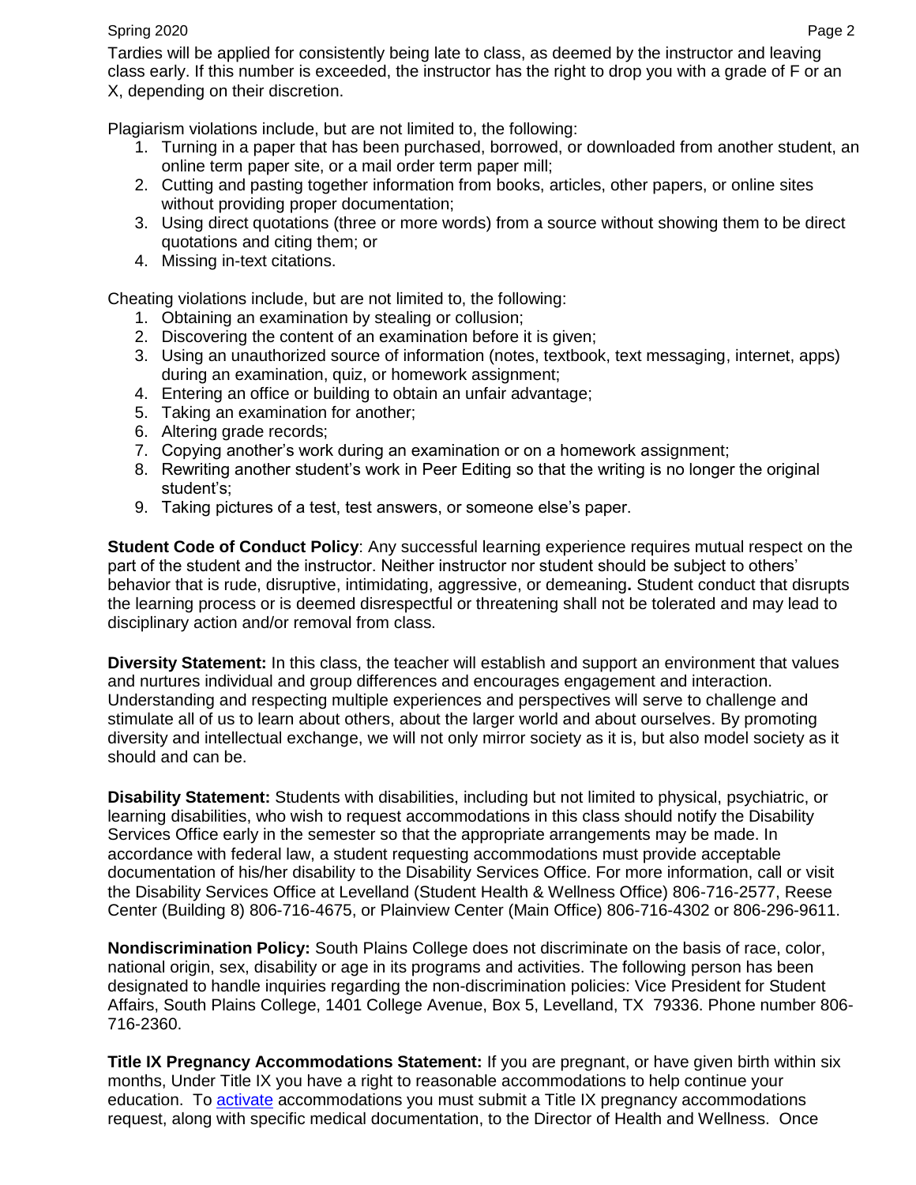Tardies will be applied for consistently being late to class, as deemed by the instructor and leaving class early. If this number is exceeded, the instructor has the right to drop you with a grade of F or an X, depending on their discretion.

Plagiarism violations include, but are not limited to, the following:

1. Turning in a paper that has been purchased, borrowed, or downloaded from another student, an online term paper site, or a mail order term paper mill;
2. Cutting and pasting together information from books, articles, other papers, or online sites without providing proper documentation;
3. Using direct quotations (three or more words) from a source without showing them to be direct quotations and citing them; or
4. Missing in-text citations.

Cheating violations include, but are not limited to, the following:

1. Obtaining an examination by stealing or collusion;
2. Discovering the content of an examination before it is given;
3. Using an unauthorized source of information (notes, textbook, text messaging, internet, apps) during an examination, quiz, or homework assignment;
4. Entering an office or building to obtain an unfair advantage;
5. Taking an examination for another;
6. Altering grade records;
7. Copying another's work during an examination or on a homework assignment;
8. Rewriting another student's work in Peer Editing so that the writing is no longer the original student's;
9. Taking pictures of a test, test answers, or someone else's paper.

**Student Code of Conduct Policy**: Any successful learning experience requires mutual respect on the part of the student and the instructor. Neither instructor nor student should be subject to others' behavior that is rude, disruptive, intimidating, aggressive, or demeaning**.** Student conduct that disrupts the learning process or is deemed disrespectful or threatening shall not be tolerated and may lead to disciplinary action and/or removal from class.

**Diversity Statement:** In this class, the teacher will establish and support an environment that values and nurtures individual and group differences and encourages engagement and interaction. Understanding and respecting multiple experiences and perspectives will serve to challenge and stimulate all of us to learn about others, about the larger world and about ourselves. By promoting diversity and intellectual exchange, we will not only mirror society as it is, but also model society as it should and can be.

**Disability Statement:** Students with disabilities, including but not limited to physical, psychiatric, or learning disabilities, who wish to request accommodations in this class should notify the Disability Services Office early in the semester so that the appropriate arrangements may be made. In accordance with federal law, a student requesting accommodations must provide acceptable documentation of his/her disability to the Disability Services Office. For more information, call or visit the Disability Services Office at Levelland (Student Health & Wellness Office) 806-716-2577, Reese Center (Building 8) 806-716-4675, or Plainview Center (Main Office) 806-716-4302 or 806-296-9611.

**Nondiscrimination Policy:** South Plains College does not discriminate on the basis of race, color, national origin, sex, disability or age in its programs and activities. The following person has been designated to handle inquiries regarding the non-discrimination policies: Vice President for Student Affairs, South Plains College, 1401 College Avenue, Box 5, Levelland, TX 79336. Phone number 806-716-2360.

**Title IX Pregnancy Accommodations Statement:** If you are pregnant, or have given birth within six months, Under Title IX you have a right to reasonable accommodations to help continue your education. To activate accommodations you must submit a Title IX pregnancy accommodations request, along with specific medical documentation, to the Director of Health and Wellness. Once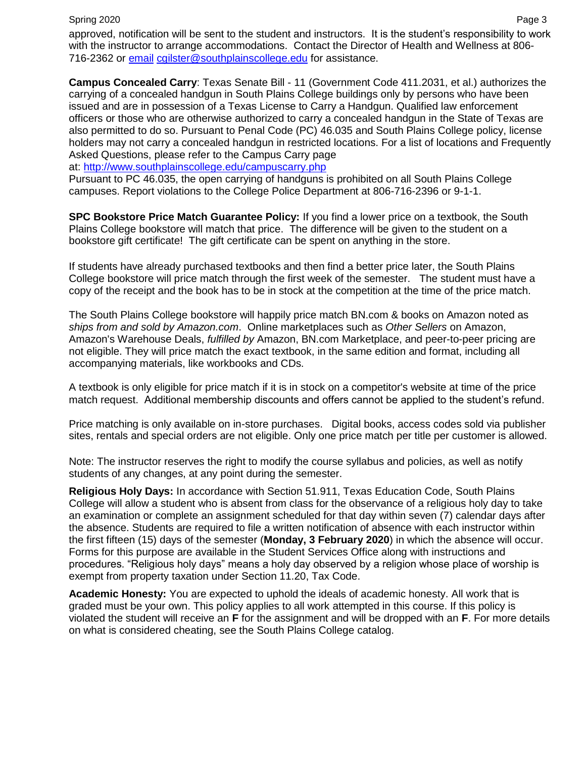approved, notification will be sent to the student and instructors. It is the student's responsibility to work with the instructor to arrange accommodations. Contact the Director of Health and Wellness at 806-716-2362 or email cgilster@southplainscollege.edu for assistance.

**Campus Concealed Carry**: Texas Senate Bill - 11 (Government Code 411.2031, et al.) authorizes the carrying of a concealed handgun in South Plains College buildings only by persons who have been issued and are in possession of a Texas License to Carry a Handgun. Qualified law enforcement officers or those who are otherwise authorized to carry a concealed handgun in the State of Texas are also permitted to do so. Pursuant to Penal Code (PC) 46.035 and South Plains College policy, license holders may not carry a concealed handgun in restricted locations. For a list of locations and Frequently Asked Questions, please refer to the Campus Carry page at: http://www.southplainscollege.edu/campuscarry.php

Pursuant to PC 46.035, the open carrying of handguns is prohibited on all South Plains College campuses. Report violations to the College Police Department at 806-716-2396 or 9-1-1.

**SPC Bookstore Price Match Guarantee Policy:** If you find a lower price on a textbook, the South Plains College bookstore will match that price. The difference will be given to the student on a bookstore gift certificate! The gift certificate can be spent on anything in the store.

If students have already purchased textbooks and then find a better price later, the South Plains College bookstore will price match through the first week of the semester. The student must have a copy of the receipt and the book has to be in stock at the competition at the time of the price match.

The South Plains College bookstore will happily price match BN.com & books on Amazon noted as *ships from and sold by Amazon.com*. Online marketplaces such as *Other Sellers* on Amazon, Amazon's Warehouse Deals, *fulfilled by* Amazon, BN.com Marketplace, and peer-to-peer pricing are not eligible. They will price match the exact textbook, in the same edition and format, including all accompanying materials, like workbooks and CDs.

A textbook is only eligible for price match if it is in stock on a competitor's website at time of the price match request. Additional membership discounts and offers cannot be applied to the student's refund.

Price matching is only available on in-store purchases. Digital books, access codes sold via publisher sites, rentals and special orders are not eligible. Only one price match per title per customer is allowed.

Note: The instructor reserves the right to modify the course syllabus and policies, as well as notify students of any changes, at any point during the semester.

**Religious Holy Days:** In accordance with Section 51.911, Texas Education Code, South Plains College will allow a student who is absent from class for the observance of a religious holy day to take an examination or complete an assignment scheduled for that day within seven (7) calendar days after the absence. Students are required to file a written notification of absence with each instructor within the first fifteen (15) days of the semester (**Monday, 3 February 2020**) in which the absence will occur. Forms for this purpose are available in the Student Services Office along with instructions and procedures. "Religious holy days" means a holy day observed by a religion whose place of worship is exempt from property taxation under Section 11.20, Tax Code.

**Academic Honesty:** You are expected to uphold the ideals of academic honesty. All work that is graded must be your own. This policy applies to all work attempted in this course. If this policy is violated the student will receive an **F** for the assignment and will be dropped with an **F**. For more details on what is considered cheating, see the South Plains College catalog.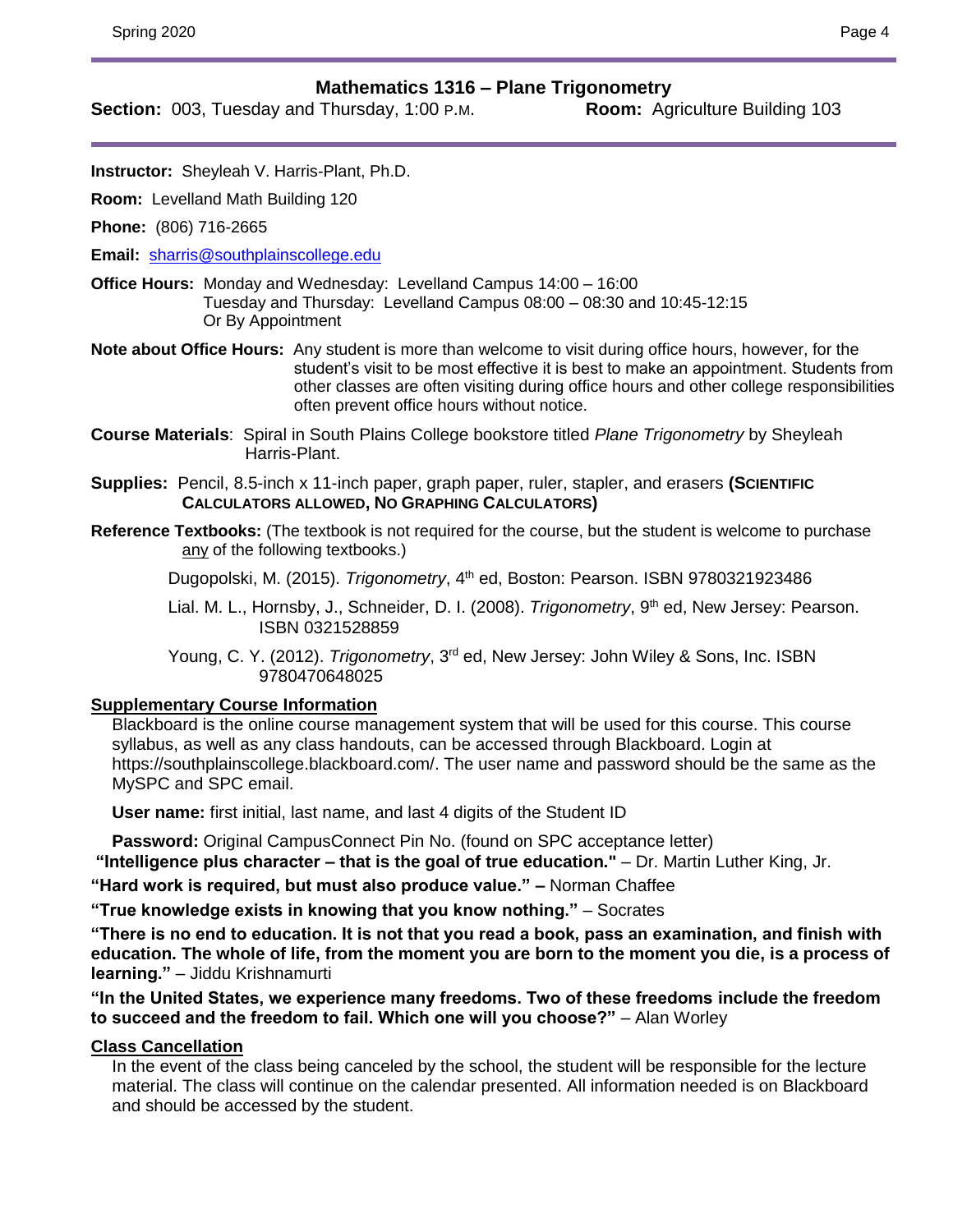## Mathematics 1316 – Plane Trigonometry

**Section:** 003, Tuesday and Thursday, 1:00 P.M. **Room:** Agriculture Building 103

**Instructor:** Sheyleah V. Harris-Plant, Ph.D.

**Room:** Levelland Math Building 120

**Phone:** (806) 716-2665

**Email:** sharris@southplainscollege.edu

**Office Hours:** Monday and Wednesday: Levelland Campus 14:00 – 16:00
Tuesday and Thursday: Levelland Campus 08:00 – 08:30 and 10:45-12:15
Or By Appointment

**Note about Office Hours:** Any student is more than welcome to visit during office hours, however, for the student's visit to be most effective it is best to make an appointment. Students from other classes are often visiting during office hours and other college responsibilities often prevent office hours without notice.

**Course Materials**: Spiral in South Plains College bookstore titled *Plane Trigonometry* by Sheyleah Harris-Plant.

**Supplies:** Pencil, 8.5-inch x 11-inch paper, graph paper, ruler, stapler, and erasers **(SCIENTIFIC CALCULATORS ALLOWED, NO GRAPHING CALCULATORS)**

**Reference Textbooks:** (The textbook is not required for the course, but the student is welcome to purchase any of the following textbooks.)

Dugopolski, M. (2015). *Trigonometry*, 4th ed, Boston: Pearson. ISBN 9780321923486

Lial. M. L., Hornsby, J., Schneider, D. I. (2008). *Trigonometry*, 9th ed, New Jersey: Pearson. ISBN 0321528859

Young, C. Y. (2012). *Trigonometry*, 3rd ed, New Jersey: John Wiley & Sons, Inc. ISBN 9780470648025

### Supplementary Course Information

Blackboard is the online course management system that will be used for this course. This course syllabus, as well as any class handouts, can be accessed through Blackboard. Login at https://southplainscollege.blackboard.com/. The user name and password should be the same as the MySPC and SPC email.

**User name:** first initial, last name, and last 4 digits of the Student ID

**Password:** Original CampusConnect Pin No. (found on SPC acceptance letter)

**"Intelligence plus character – that is the goal of true education."** – Dr. Martin Luther King, Jr.

**"Hard work is required, but must also produce value." –** Norman Chaffee

**"True knowledge exists in knowing that you know nothing."** – Socrates

**"There is no end to education. It is not that you read a book, pass an examination, and finish with education. The whole of life, from the moment you are born to the moment you die, is a process of learning."** – Jiddu Krishnamurti

**"In the United States, we experience many freedoms. Two of these freedoms include the freedom to succeed and the freedom to fail. Which one will you choose?"** – Alan Worley

### Class Cancellation

In the event of the class being canceled by the school, the student will be responsible for the lecture material. The class will continue on the calendar presented. All information needed is on Blackboard and should be accessed by the student.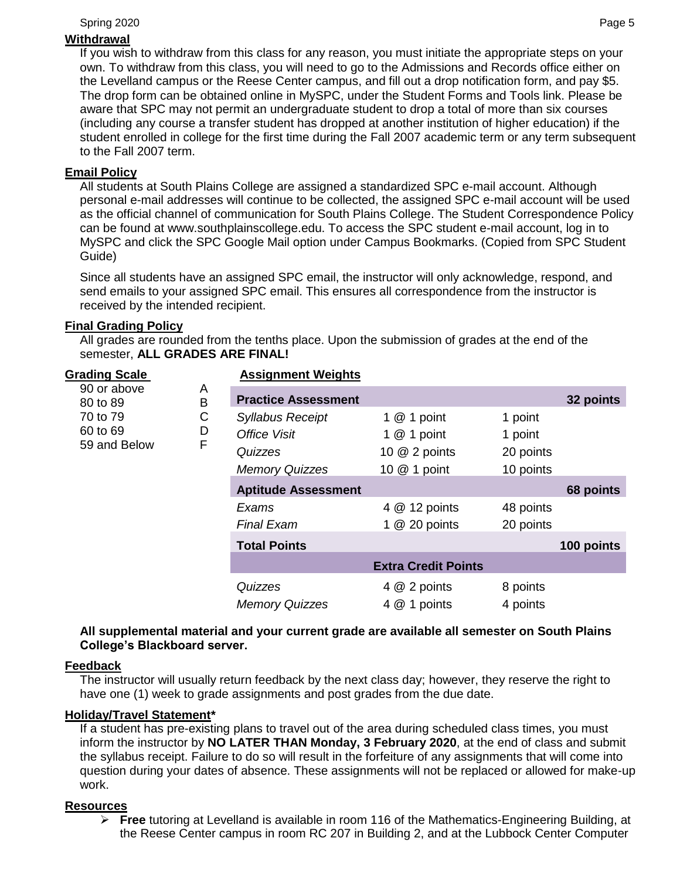## Withdrawal

If you wish to withdraw from this class for any reason, you must initiate the appropriate steps on your own. To withdraw from this class, you will need to go to the Admissions and Records office either on the Levelland campus or the Reese Center campus, and fill out a drop notification form, and pay $5. The drop form can be obtained online in MySPC, under the Student Forms and Tools link. Please be aware that SPC may not permit an undergraduate student to drop a total of more than six courses (including any course a transfer student has dropped at another institution of higher education) if the student enrolled in college for the first time during the Fall 2007 academic term or any term subsequent to the Fall 2007 term.

## Email Policy

All students at South Plains College are assigned a standardized SPC e-mail account. Although personal e-mail addresses will continue to be collected, the assigned SPC e-mail account will be used as the official channel of communication for South Plains College. The Student Correspondence Policy can be found at www.southplainscollege.edu. To access the SPC student e-mail account, log in to MySPC and click the SPC Google Mail option under Campus Bookmarks. (Copied from SPC Student Guide)

Since all students have an assigned SPC email, the instructor will only acknowledge, respond, and send emails to your assigned SPC email. This ensures all correspondence from the instructor is received by the intended recipient.

## Final Grading Policy

All grades are rounded from the tenths place. Upon the submission of grades at the end of the semester, **ALL GRADES ARE FINAL!**

## Grading Scale

| | |
|---|---|
| 90 or above | A |
| 80 to 89 | B |
| 70 to 79 | C |
| 60 to 69 | D |
| 59 and Below | F |

## Assignment Weights

| **Practice Assessment** | | | **32 points** |
|---|---|---|---|
| *Syllabus Receipt* | 1 @ 1 point | 1 point | |
| *Office Visit* | 1 @ 1 point | 1 point | |
| *Quizzes* | 10 @ 2 points | 20 points | |
| *Memory Quizzes* | 10 @ 1 point | 10 points | |
| **Aptitude Assessment** | | | **68 points** |
| *Exams* | 4 @ 12 points | 48 points | |
| *Final Exam* | 1 @ 20 points | 20 points | |
| **Total Points** | | | **100 points** |
| | **Extra Credit Points** | | |
| *Quizzes* | 4 @ 2 points | 8 points | |
| *Memory Quizzes* | 4 @ 1 points | 4 points | |

**All supplemental material and your current grade are available all semester on South Plains College's Blackboard server.**

## Feedback

The instructor will usually return feedback by the next class day; however, they reserve the right to have one (1) week to grade assignments and post grades from the due date.

## Holiday/Travel Statement*

If a student has pre-existing plans to travel out of the area during scheduled class times, you must inform the instructor by **NO LATER THAN Monday, 3 February 2020**, at the end of class and submit the syllabus receipt. Failure to do so will result in the forfeiture of any assignments that will come into question during your dates of absence. These assignments will not be replaced or allowed for make-up work.

## Resources

- **Free** tutoring at Levelland is available in room 116 of the Mathematics-Engineering Building, at the Reese Center campus in room RC 207 in Building 2, and at the Lubbock Center Computer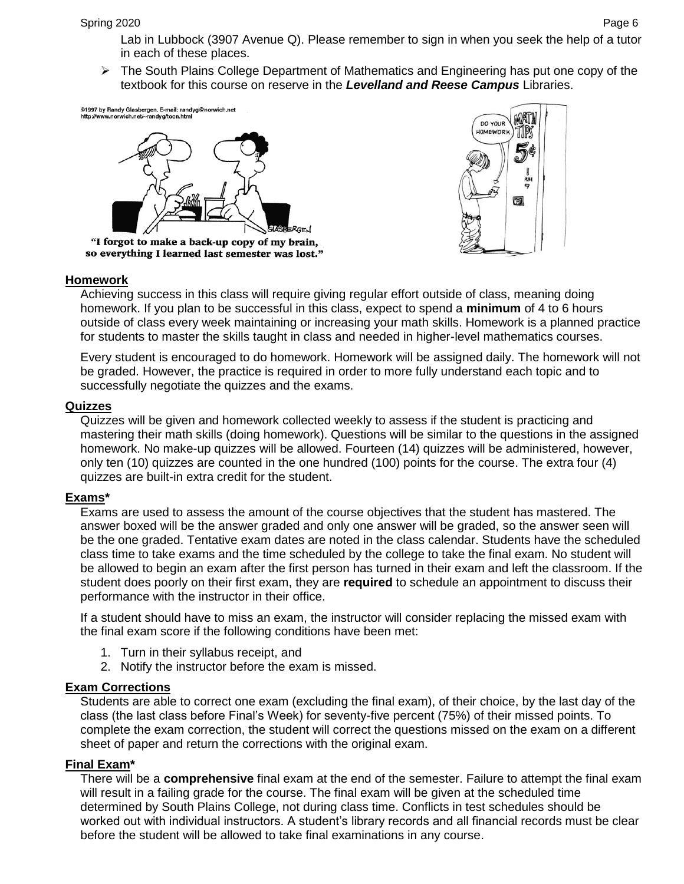Lab in Lubbock (3907 Avenue Q). Please remember to sign in when you seek the help of a tutor in each of these places.

- The South Plains College Department of Mathematics and Engineering has put one copy of the textbook for this course on reserve in the ***Levelland and Reese Campus*** Libraries.

"I forgot to make a back-up copy of my brain, so everything I learned last semester was lost."

## Homework

Achieving success in this class will require giving regular effort outside of class, meaning doing homework. If you plan to be successful in this class, expect to spend a **minimum** of 4 to 6 hours outside of class every week maintaining or increasing your math skills. Homework is a planned practice for students to master the skills taught in class and needed in higher-level mathematics courses.

Every student is encouraged to do homework. Homework will be assigned daily. The homework will not be graded. However, the practice is required in order to more fully understand each topic and to successfully negotiate the quizzes and the exams.

## Quizzes

Quizzes will be given and homework collected weekly to assess if the student is practicing and mastering their math skills (doing homework). Questions will be similar to the questions in the assigned homework. No make-up quizzes will be allowed. Fourteen (14) quizzes will be administered, however, only ten (10) quizzes are counted in the one hundred (100) points for the course. The extra four (4) quizzes are built-in extra credit for the student.

## Exams*

Exams are used to assess the amount of the course objectives that the student has mastered. The answer boxed will be the answer graded and only one answer will be graded, so the answer seen will be the one graded. Tentative exam dates are noted in the class calendar. Students have the scheduled class time to take exams and the time scheduled by the college to take the final exam. No student will be allowed to begin an exam after the first person has turned in their exam and left the classroom. If the student does poorly on their first exam, they are **required** to schedule an appointment to discuss their performance with the instructor in their office.

If a student should have to miss an exam, the instructor will consider replacing the missed exam with the final exam score if the following conditions have been met:

1. Turn in their syllabus receipt, and
2. Notify the instructor before the exam is missed.

## Exam Corrections

Students are able to correct one exam (excluding the final exam), of their choice, by the last day of the class (the last class before Final's Week) for seventy-five percent (75%) of their missed points. To complete the exam correction, the student will correct the questions missed on the exam on a different sheet of paper and return the corrections with the original exam.

## Final Exam*

There will be a **comprehensive** final exam at the end of the semester. Failure to attempt the final exam will result in a failing grade for the course. The final exam will be given at the scheduled time determined by South Plains College, not during class time. Conflicts in test schedules should be worked out with individual instructors. A student's library records and all financial records must be clear before the student will be allowed to take final examinations in any course.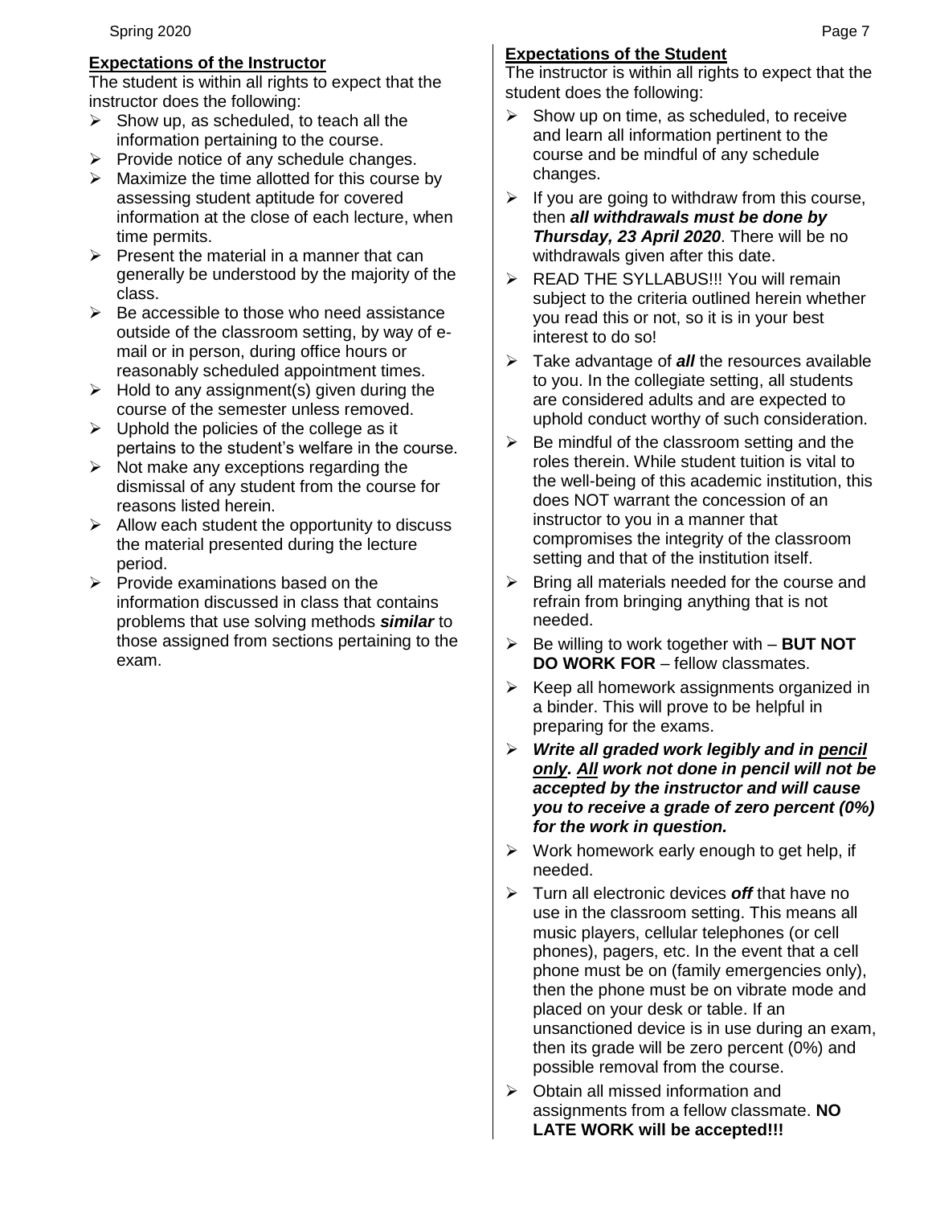## Expectations of the Instructor

The student is within all rights to expect that the instructor does the following:

- Show up, as scheduled, to teach all the information pertaining to the course.
- Provide notice of any schedule changes.
- Maximize the time allotted for this course by assessing student aptitude for covered information at the close of each lecture, when time permits.
- Present the material in a manner that can generally be understood by the majority of the class.
- Be accessible to those who need assistance outside of the classroom setting, by way of e-mail or in person, during office hours or reasonably scheduled appointment times.
- Hold to any assignment(s) given during the course of the semester unless removed.
- Uphold the policies of the college as it pertains to the student's welfare in the course.
- Not make any exceptions regarding the dismissal of any student from the course for reasons listed herein.
- Allow each student the opportunity to discuss the material presented during the lecture period.
- Provide examinations based on the information discussed in class that contains problems that use solving methods ***similar*** to those assigned from sections pertaining to the exam.

## Expectations of the Student

The instructor is within all rights to expect that the student does the following:

- Show up on time, as scheduled, to receive and learn all information pertinent to the course and be mindful of any schedule changes.
- If you are going to withdraw from this course, then ***all withdrawals must be done by Thursday, 23 April 2020***. There will be no withdrawals given after this date.
- READ THE SYLLABUS!!! You will remain subject to the criteria outlined herein whether you read this or not, so it is in your best interest to do so!
- Take advantage of ***all*** the resources available to you. In the collegiate setting, all students are considered adults and are expected to uphold conduct worthy of such consideration.
- Be mindful of the classroom setting and the roles therein. While student tuition is vital to the well-being of this academic institution, this does NOT warrant the concession of an instructor to you in a manner that compromises the integrity of the classroom setting and that of the institution itself.
- Bring all materials needed for the course and refrain from bringing anything that is not needed.
- Be willing to work together with – **BUT NOT DO WORK FOR** – fellow classmates.
- Keep all homework assignments organized in a binder. This will prove to be helpful in preparing for the exams.
- ***Write all graded work legibly and in <u>pencil only</u>. <u>All</u> work not done in pencil will not be accepted by the instructor and will cause you to receive a grade of zero percent (0%) for the work in question.***
- Work homework early enough to get help, if needed.
- Turn all electronic devices ***off*** that have no use in the classroom setting. This means all music players, cellular telephones (or cell phones), pagers, etc. In the event that a cell phone must be on (family emergencies only), then the phone must be on vibrate mode and placed on your desk or table. If an unsanctioned device is in use during an exam, then its grade will be zero percent (0%) and possible removal from the course.
- Obtain all missed information and assignments from a fellow classmate. **NO LATE WORK will be accepted!!!**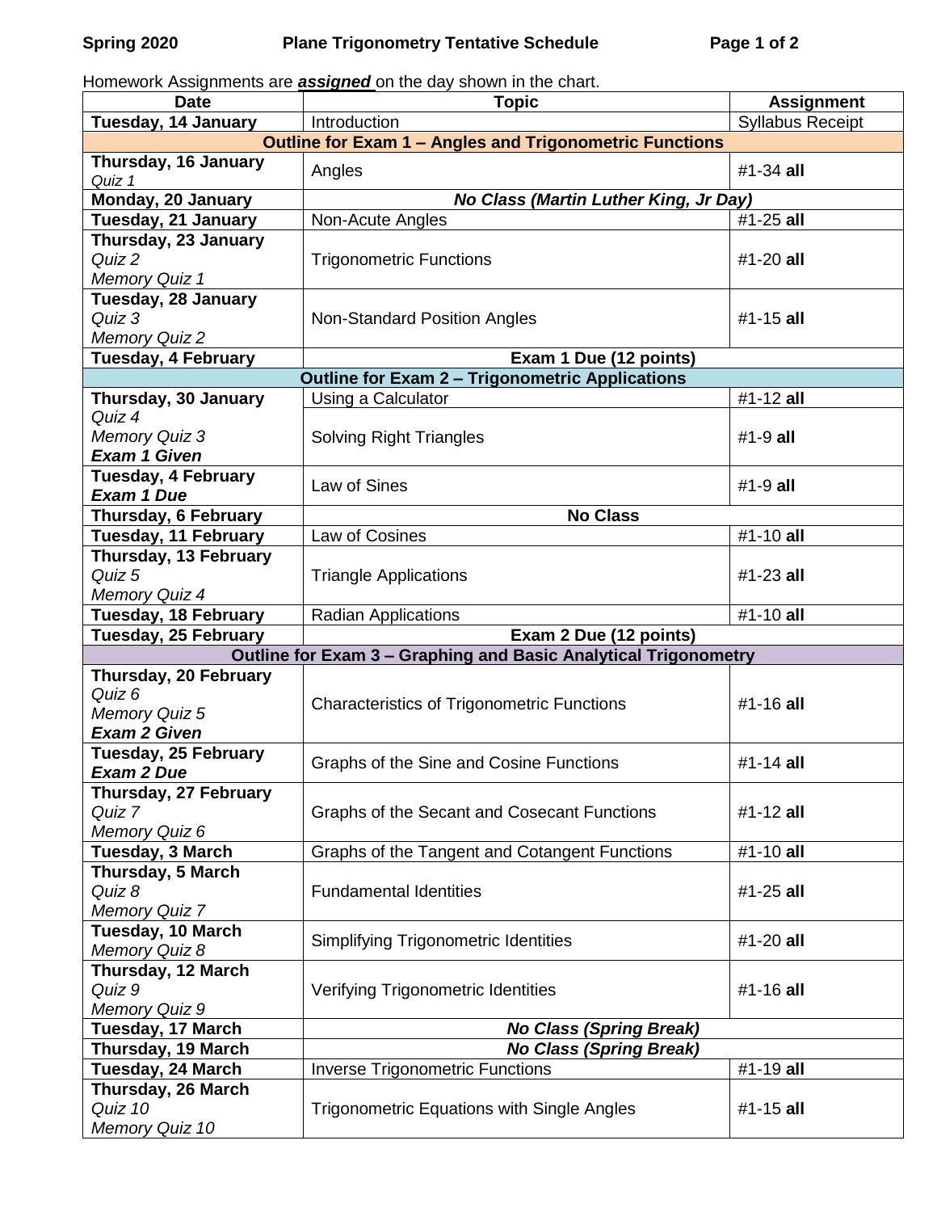**Spring 2020 Plane Trigonometry Tentative Schedule**

Homework Assignments are ***assigned*** on the day shown in the chart.

| Date | Topic | Assignment |
|---|---|---|
| **Tuesday, 14 January** | Introduction | Syllabus Receipt |
| **Outline for Exam 1 – Angles and Trigonometric Functions** | | |
| **Thursday, 16 January** *Quiz 1* | Angles | #1-34 **all** |
| **Monday, 20 January** | ***No Class (Martin Luther King, Jr Day)*** | |
| **Tuesday, 21 January** | Non-Acute Angles | #1-25 **all** |
| **Thursday, 23 January** *Quiz 2* *Memory Quiz 1* | Trigonometric Functions | #1-20 **all** |
| **Tuesday, 28 January** *Quiz 3* *Memory Quiz 2* | Non-Standard Position Angles | #1-15 **all** |
| **Tuesday, 4 February** | **Exam 1 Due (12 points)** | |
| **Outline for Exam 2 – Trigonometric Applications** | | |
| **Thursday, 30 January** *Quiz 4* *Memory Quiz 3* ***Exam 1 Given*** | Using a Calculator | #1-12 **all** |
| | Solving Right Triangles | #1-9 **all** |
| **Tuesday, 4 February** ***Exam 1 Due*** | Law of Sines | #1-9 **all** |
| **Thursday, 6 February** | **No Class** | |
| **Tuesday, 11 February** | Law of Cosines | #1-10 **all** |
| **Thursday, 13 February** *Quiz 5* *Memory Quiz 4* | Triangle Applications | #1-23 **all** |
| **Tuesday, 18 February** | Radian Applications | #1-10 **all** |
| **Tuesday, 25 February** | **Exam 2 Due (12 points)** | |
| **Outline for Exam 3 – Graphing and Basic Analytical Trigonometry** | | |
| **Thursday, 20 February** *Quiz 6* *Memory Quiz 5* ***Exam 2 Given*** | Characteristics of Trigonometric Functions | #1-16 **all** |
| **Tuesday, 25 February** ***Exam 2 Due*** | Graphs of the Sine and Cosine Functions | #1-14 **all** |
| **Thursday, 27 February** *Quiz 7* *Memory Quiz 6* | Graphs of the Secant and Cosecant Functions | #1-12 **all** |
| **Tuesday, 3 March** | Graphs of the Tangent and Cotangent Functions | #1-10 **all** |
| **Thursday, 5 March** *Quiz 8* *Memory Quiz 7* | Fundamental Identities | #1-25 **all** |
| **Tuesday, 10 March** *Memory Quiz 8* | Simplifying Trigonometric Identities | #1-20 **all** |
| **Thursday, 12 March** *Quiz 9* *Memory Quiz 9* | Verifying Trigonometric Identities | #1-16 **all** |
| **Tuesday, 17 March** | ***No Class (Spring Break)*** | |
| **Thursday, 19 March** | ***No Class (Spring Break)*** | |
| **Tuesday, 24 March** | Inverse Trigonometric Functions | #1-19 **all** |
| **Thursday, 26 March** *Quiz 10* *Memory Quiz 10* | Trigonometric Equations with Single Angles | #1-15 **all** |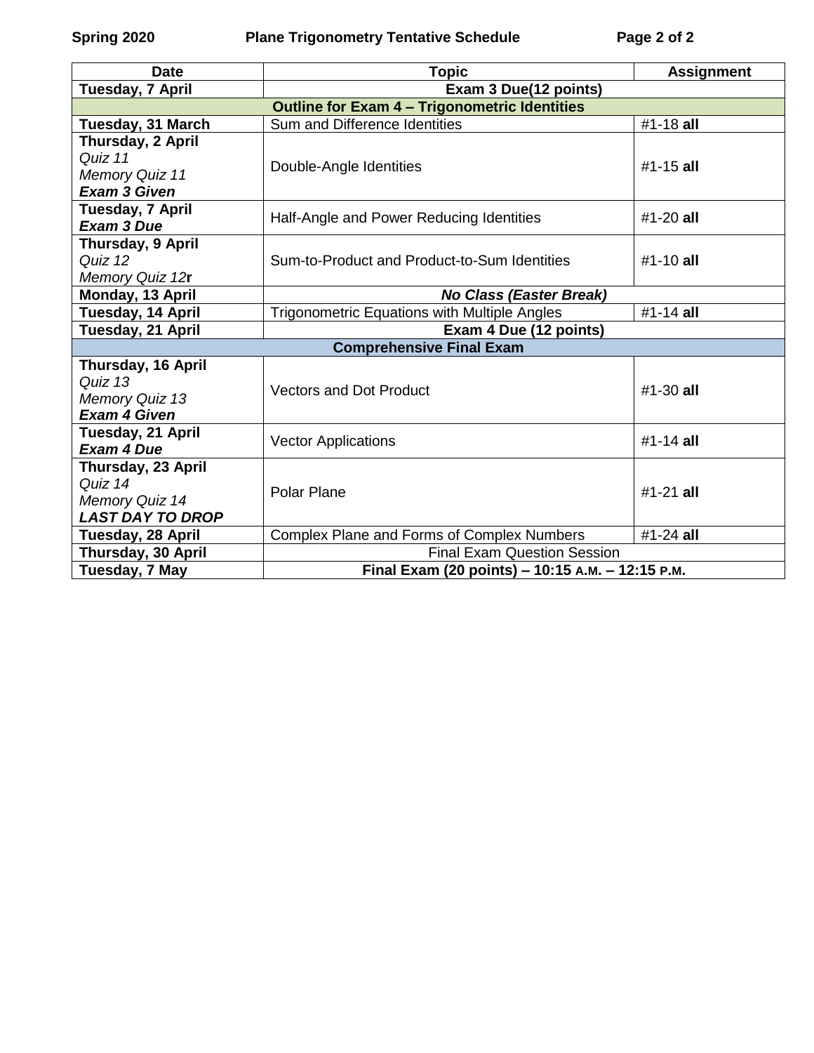| Date | Topic | Assignment |
|---|---|---|
| **Tuesday, 7 April** | **Exam 3 Due(12 points)** | |
| **Outline for Exam 4 – Trigonometric Identities** | | |
| **Tuesday, 31 March** | Sum and Difference Identities | #1-18 **all** |
| **Thursday, 2 April** *Quiz 11* *Memory Quiz 11* ***Exam 3 Given*** | Double-Angle Identities | #1-15 **all** |
| **Tuesday, 7 April** ***Exam 3 Due*** | Half-Angle and Power Reducing Identities | #1-20 **all** |
| **Thursday, 9 April** *Quiz 12* *Memory Quiz 12*r | Sum-to-Product and Product-to-Sum Identities | #1-10 **all** |
| **Monday, 13 April** | ***No Class (Easter Break)*** | |
| **Tuesday, 14 April** | Trigonometric Equations with Multiple Angles | #1-14 **all** |
| **Tuesday, 21 April** | **Exam 4 Due (12 points)** | |
| **Comprehensive Final Exam** | | |
| **Thursday, 16 April** *Quiz 13* *Memory Quiz 13* ***Exam 4 Given*** | Vectors and Dot Product | #1-30 **all** |
| **Tuesday, 21 April** ***Exam 4 Due*** | Vector Applications | #1-14 **all** |
| **Thursday, 23 April** *Quiz 14* *Memory Quiz 14* ***LAST DAY TO DROP*** | Polar Plane | #1-21 **all** |
| **Tuesday, 28 April** | Complex Plane and Forms of Complex Numbers | #1-24 **all** |
| **Thursday, 30 April** | Final Exam Question Session | |
| **Tuesday, 7 May** | **Final Exam (20 points) – 10:15 A.M. – 12:15 P.M.** | |